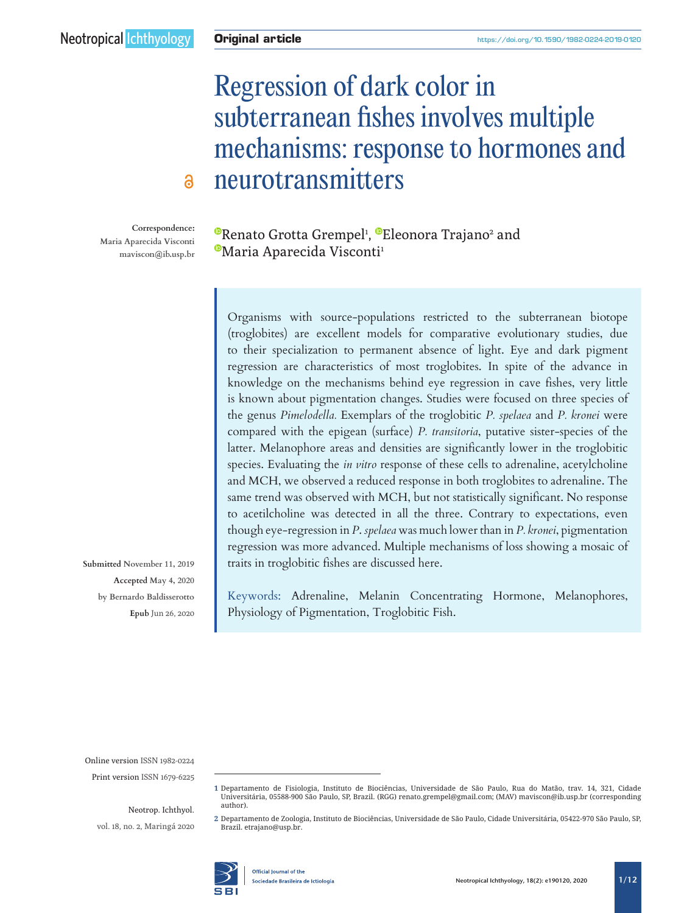Original article

# Regression of dark color in subterranean fishes involves multiple mechanisms: response to hormones and neurotransmitters

Renato Grotta Grempel[1], Eleonora Trajano[2] and Maria Aparecida Visconti[1]

Correspondence:
Maria Aparecida Visconti
maviscon@ib.usp.br

Organisms with source-populations restricted to the subterranean biotope (troglobites) are excellent models for comparative evolutionary studies, due to their specialization to permanent absence of light. Eye and dark pigment regression are characteristics of most troglobites. In spite of the advance in knowledge on the mechanisms behind eye regression in cave fishes, very little is known about pigmentation changes. Studies were focused on three species of the genus *Pimelodella.* Exemplars of the troglobitic *P. spelaea* and *P. kronei* were compared with the epigean (surface) *P. transitoria*, putative sister-species of the latter. Melanophore areas and densities are significantly lower in the troglobitic species. Evaluating the *in vitro* response of these cells to adrenaline, acetylcholine and MCH, we observed a reduced response in both troglobites to adrenaline. The same trend was observed with MCH, but not statistically significant. No response to acetilcholine was detected in all the three. Contrary to expectations, even though eye-regression in *P. spelaea* was much lower than in *P. kronei*, pigmentation regression was more advanced. Multiple mechanisms of loss showing a mosaic of traits in troglobitic fishes are discussed here.

Keywords: Adrenaline, Melanin Concentrating Hormone, Melanophores, Physiology of Pigmentation, Troglobitic Fish.

**Submitted** November 11, 2019
**Accepted** May 4, 2020
by Bernardo Baldisserotto
**Epub** Jun 26, 2020

Online version ISSN 1982-0224
Print version ISSN 1679-6225

Neotrop. Ichthyol.
vol. 18, no. 2, Maringá 2020

1 Departamento de Fisiologia, Instituto de Biociências, Universidade de São Paulo, Rua do Matão, trav. 14, 321, Cidade Universitária, 05588-900 São Paulo, SP, Brazil. (RGG) renato.grempel@gmail.com; (MAV) maviscon@ib.usp.br (corresponding author).

2 Departamento de Zoologia, Instituto de Biociências, Universidade de São Paulo, Cidade Universitária, 05422-970 São Paulo, SP, Brazil. etrajano@usp.br.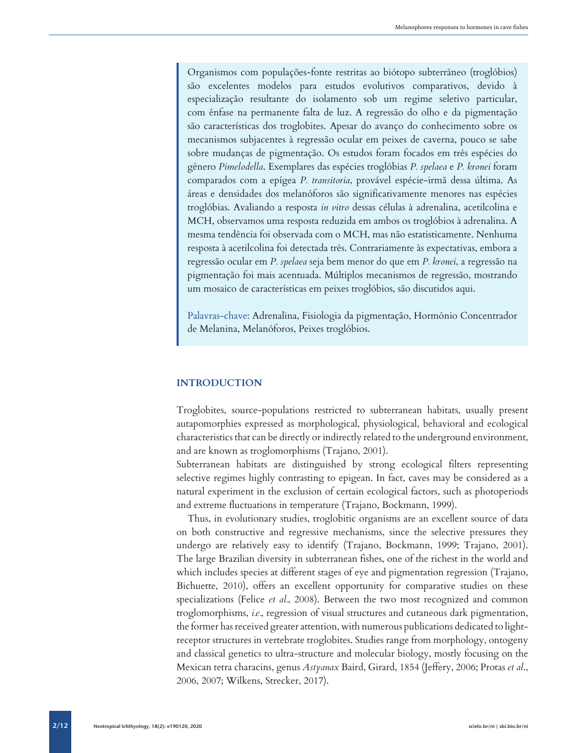Organismos com populações-fonte restritas ao biótopo subterrâneo (troglóbios) são excelentes modelos para estudos evolutivos comparativos, devido à especialização resultante do isolamento sob um regime seletivo particular, com ênfase na permanente falta de luz. A regressão do olho e da pigmentação são características dos troglobites. Apesar do avanço do conhecimento sobre os mecanismos subjacentes à regressão ocular em peixes de caverna, pouco se sabe sobre mudanças de pigmentação. Os estudos foram focados em três espécies do gênero *Pimelodella*. Exemplares das espécies troglóbias *P. spelaea* e *P. kronei* foram comparados com a epígea *P. transitoria*, provável espécie-irmã dessa última. As áreas e densidades dos melanóforos são significativamente menores nas espécies troglóbias. Avaliando a resposta *in vitro* dessas células à adrenalina, acetilcolina e MCH, observamos uma resposta reduzida em ambos os troglóbios à adrenalina. A mesma tendência foi observada com o MCH, mas não estatisticamente. Nenhuma resposta à acetilcolina foi detectada três. Contrariamente às expectativas, embora a regressão ocular em *P. spelaea* seja bem menor do que em *P. kronei*, a regressão na pigmentação foi mais acentuada. Múltiplos mecanismos de regressão, mostrando um mosaico de características em peixes troglóbios, são discutidos aqui.

Palavras-chave: Adrenalina, Fisiologia da pigmentação, Hormônio Concentrador de Melanina, Melanóforos, Peixes troglóbios.

## INTRODUCTION

Troglobites, source-populations restricted to subterranean habitats, usually present autapomorphies expressed as morphological, physiological, behavioral and ecological characteristics that can be directly or indirectly related to the underground environment, and are known as troglomorphisms (Trajano, 2001).

Subterranean habitats are distinguished by strong ecological filters representing selective regimes highly contrasting to epigean. In fact, caves may be considered as a natural experiment in the exclusion of certain ecological factors, such as photoperiods and extreme fluctuations in temperature (Trajano, Bockmann, 1999).

Thus, in evolutionary studies, troglobitic organisms are an excellent source of data on both constructive and regressive mechanisms, since the selective pressures they undergo are relatively easy to identify (Trajano, Bockmann, 1999; Trajano, 2001). The large Brazilian diversity in subterranean fishes, one of the richest in the world and which includes species at different stages of eye and pigmentation regression (Trajano, Bichuette, 2010), offers an excellent opportunity for comparative studies on these specializations (Felice *et al*., 2008). Between the two most recognized and common troglomorphisms, *i.e*., regression of visual structures and cutaneous dark pigmentation, the former has received greater attention, with numerous publications dedicated to light-receptor structures in vertebrate troglobites. Studies range from morphology, ontogeny and classical genetics to ultra-structure and molecular biology, mostly focusing on the Mexican tetra characins, genus *Astyanax* Baird, Girard, 1854 (Jeffery, 2006; Protas *et al*., 2006, 2007; Wilkens, Strecker, 2017).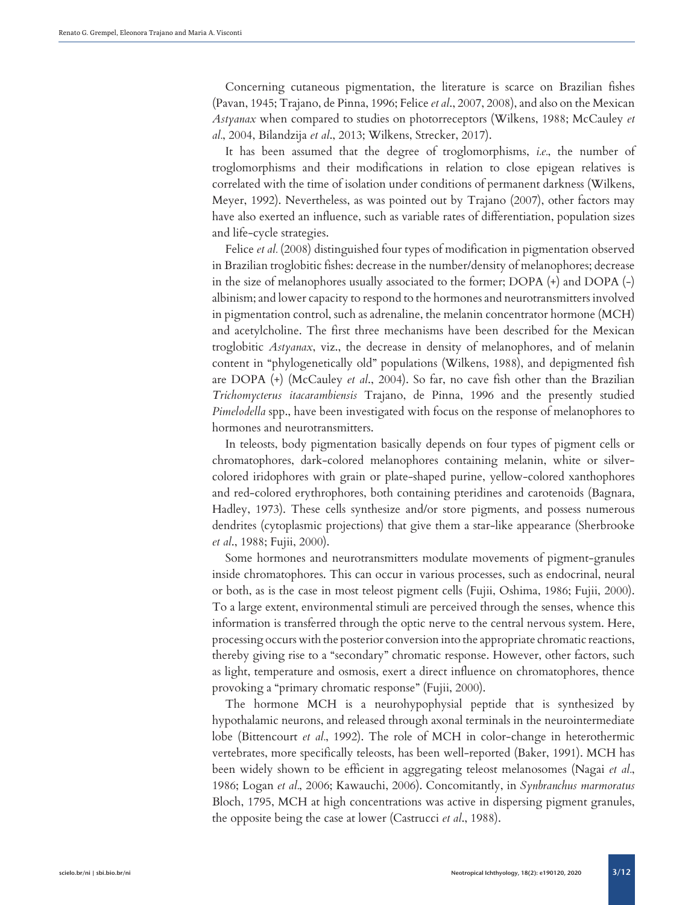Concerning cutaneous pigmentation, the literature is scarce on Brazilian fishes (Pavan, 1945; Trajano, de Pinna, 1996; Felice *et al*., 2007, 2008), and also on the Mexican *Astyanax* when compared to studies on photorreceptors (Wilkens, 1988; McCauley *et al*., 2004, Bilandzija *et al*., 2013; Wilkens, Strecker, 2017).

It has been assumed that the degree of troglomorphisms, *i.e*., the number of troglomorphisms and their modifications in relation to close epigean relatives is correlated with the time of isolation under conditions of permanent darkness (Wilkens, Meyer, 1992). Nevertheless, as was pointed out by Trajano (2007), other factors may have also exerted an influence, such as variable rates of differentiation, population sizes and life-cycle strategies.

Felice *et al.* (2008) distinguished four types of modification in pigmentation observed in Brazilian troglobitic fishes: decrease in the number/density of melanophores; decrease in the size of melanophores usually associated to the former; DOPA (+) and DOPA (-) albinism; and lower capacity to respond to the hormones and neurotransmitters involved in pigmentation control, such as adrenaline, the melanin concentrator hormone (MCH) and acetylcholine. The first three mechanisms have been described for the Mexican troglobitic *Astyanax*, viz., the decrease in density of melanophores, and of melanin content in "phylogenetically old" populations (Wilkens, 1988), and depigmented fish are DOPA (+) (McCauley *et al*., 2004). So far, no cave fish other than the Brazilian *Trichomycterus itacarambiensis* Trajano, de Pinna, 1996 and the presently studied *Pimelodella* spp., have been investigated with focus on the response of melanophores to hormones and neurotransmitters.

In teleosts, body pigmentation basically depends on four types of pigment cells or chromatophores, dark-colored melanophores containing melanin, white or silver-colored iridophores with grain or plate-shaped purine, yellow-colored xanthophores and red-colored erythrophores, both containing pteridines and carotenoids (Bagnara, Hadley, 1973). These cells synthesize and/or store pigments, and possess numerous dendrites (cytoplasmic projections) that give them a star-like appearance (Sherbrooke *et al*., 1988; Fujii, 2000).

Some hormones and neurotransmitters modulate movements of pigment-granules inside chromatophores. This can occur in various processes, such as endocrinal, neural or both, as is the case in most teleost pigment cells (Fujii, Oshima, 1986; Fujii, 2000). To a large extent, environmental stimuli are perceived through the senses, whence this information is transferred through the optic nerve to the central nervous system. Here, processing occurs with the posterior conversion into the appropriate chromatic reactions, thereby giving rise to a "secondary" chromatic response. However, other factors, such as light, temperature and osmosis, exert a direct influence on chromatophores, thence provoking a "primary chromatic response" (Fujii, 2000).

The hormone MCH is a neurohypophysial peptide that is synthesized by hypothalamic neurons, and released through axonal terminals in the neurointermediate lobe (Bittencourt *et al*., 1992). The role of MCH in color-change in heterothermic vertebrates, more specifically teleosts, has been well-reported (Baker, 1991). MCH has been widely shown to be efficient in aggregating teleost melanosomes (Nagai *et al*., 1986; Logan *et al*., 2006; Kawauchi, 2006). Concomitantly, in *Synbranchus marmoratus* Bloch, 1795, MCH at high concentrations was active in dispersing pigment granules, the opposite being the case at lower (Castrucci *et al*., 1988).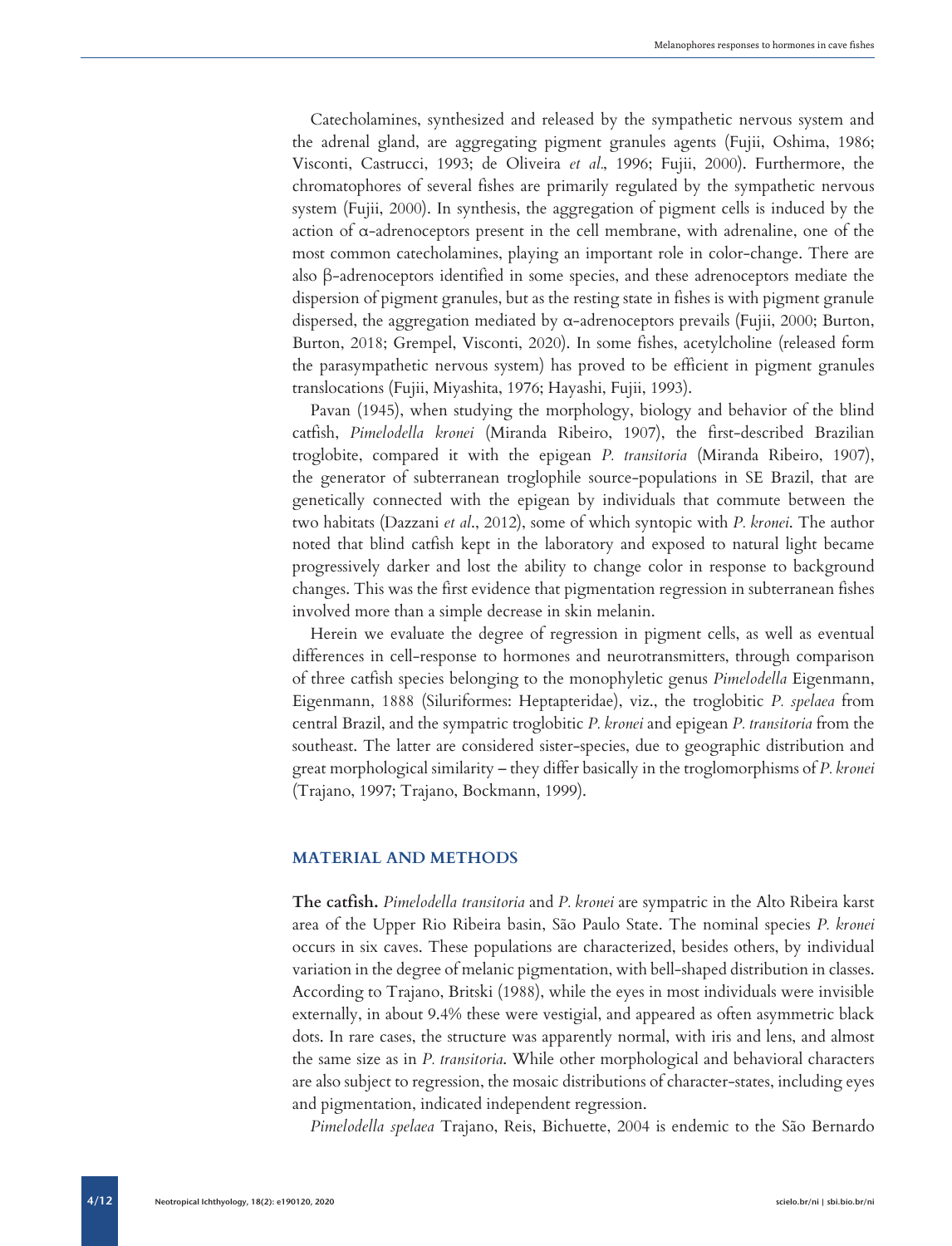Catecholamines, synthesized and released by the sympathetic nervous system and the adrenal gland, are aggregating pigment granules agents (Fujii, Oshima, 1986; Visconti, Castrucci, 1993; de Oliveira *et al*., 1996; Fujii, 2000). Furthermore, the chromatophores of several fishes are primarily regulated by the sympathetic nervous system (Fujii, 2000). In synthesis, the aggregation of pigment cells is induced by the action of α-adrenoceptors present in the cell membrane, with adrenaline, one of the most common catecholamines, playing an important role in color-change. There are also β-adrenoceptors identified in some species, and these adrenoceptors mediate the dispersion of pigment granules, but as the resting state in fishes is with pigment granule dispersed, the aggregation mediated by α-adrenoceptors prevails (Fujii, 2000; Burton, Burton, 2018; Grempel, Visconti, 2020). In some fishes, acetylcholine (released form the parasympathetic nervous system) has proved to be efficient in pigment granules translocations (Fujii, Miyashita, 1976; Hayashi, Fujii, 1993).

Pavan (1945), when studying the morphology, biology and behavior of the blind catfish, *Pimelodella kronei* (Miranda Ribeiro, 1907), the first-described Brazilian troglobite, compared it with the epigean *P. transitoria* (Miranda Ribeiro, 1907), the generator of subterranean troglophile source-populations in SE Brazil, that are genetically connected with the epigean by individuals that commute between the two habitats (Dazzani *et al*., 2012), some of which syntopic with *P. kronei*. The author noted that blind catfish kept in the laboratory and exposed to natural light became progressively darker and lost the ability to change color in response to background changes. This was the first evidence that pigmentation regression in subterranean fishes involved more than a simple decrease in skin melanin.

Herein we evaluate the degree of regression in pigment cells, as well as eventual differences in cell-response to hormones and neurotransmitters, through comparison of three catfish species belonging to the monophyletic genus *Pimelodella* Eigenmann, Eigenmann, 1888 (Siluriformes: Heptapteridae), viz., the troglobitic *P. spelaea* from central Brazil, and the sympatric troglobitic *P. kronei* and epigean *P. transitoria* from the southeast. The latter are considered sister-species, due to geographic distribution and great morphological similarity – they differ basically in the troglomorphisms of *P. kronei* (Trajano, 1997; Trajano, Bockmann, 1999).

## MATERIAL AND METHODS

**The catfish.** *Pimelodella transitoria* and *P. kronei* are sympatric in the Alto Ribeira karst area of the Upper Rio Ribeira basin, São Paulo State. The nominal species *P. kronei* occurs in six caves. These populations are characterized, besides others, by individual variation in the degree of melanic pigmentation, with bell-shaped distribution in classes. According to Trajano, Britski (1988), while the eyes in most individuals were invisible externally, in about 9.4% these were vestigial, and appeared as often asymmetric black dots. In rare cases, the structure was apparently normal, with iris and lens, and almost the same size as in *P. transitoria*. While other morphological and behavioral characters are also subject to regression, the mosaic distributions of character-states, including eyes and pigmentation, indicated independent regression.

*Pimelodella spelaea* Trajano, Reis, Bichuette, 2004 is endemic to the São Bernardo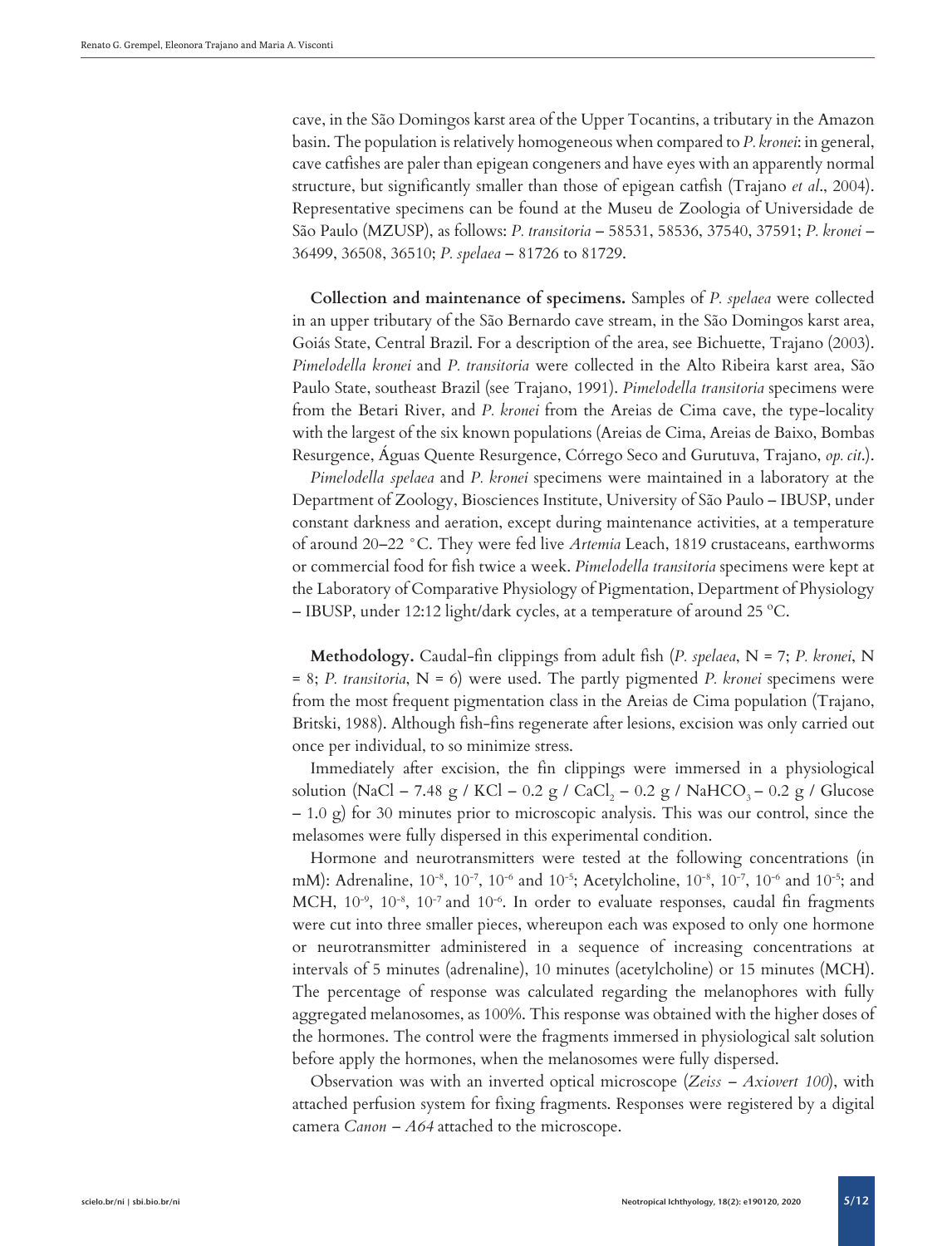cave, in the São Domingos karst area of the Upper Tocantins, a tributary in the Amazon basin. The population is relatively homogeneous when compared to *P. kronei*: in general, cave catfishes are paler than epigean congeners and have eyes with an apparently normal structure, but significantly smaller than those of epigean catfish (Trajano *et al*., 2004). Representative specimens can be found at the Museu de Zoologia of Universidade de São Paulo (MZUSP), as follows: *P. transitoria* – 58531, 58536, 37540, 37591; *P. kronei* – 36499, 36508, 36510; *P. spelaea* – 81726 to 81729.

**Collection and maintenance of specimens.** Samples of *P. spelaea* were collected in an upper tributary of the São Bernardo cave stream, in the São Domingos karst area, Goiás State, Central Brazil. For a description of the area, see Bichuette, Trajano (2003). *Pimelodella kronei* and *P. transitoria* were collected in the Alto Ribeira karst area, São Paulo State, southeast Brazil (see Trajano, 1991). *Pimelodella transitoria* specimens were from the Betari River, and *P. kronei* from the Areias de Cima cave, the type-locality with the largest of the six known populations (Areias de Cima, Areias de Baixo, Bombas Resurgence, Águas Quente Resurgence, Córrego Seco and Gurutuva, Trajano, *op. cit*.).

*Pimelodella spelaea* and *P. kronei* specimens were maintained in a laboratory at the Department of Zoology, Biosciences Institute, University of São Paulo – IBUSP, under constant darkness and aeration, except during maintenance activities, at a temperature of around 20–22 °C. They were fed live *Artemia* Leach, 1819 crustaceans, earthworms or commercial food for fish twice a week. *Pimelodella transitoria* specimens were kept at the Laboratory of Comparative Physiology of Pigmentation, Department of Physiology – IBUSP, under 12:12 light/dark cycles, at a temperature of around 25 ºC.

**Methodology.** Caudal-fin clippings from adult fish (*P. spelaea*, N = 7; *P. kronei*, N = 8; *P. transitoria*, N = 6) were used. The partly pigmented *P. kronei* specimens were from the most frequent pigmentation class in the Areias de Cima population (Trajano, Britski, 1988). Although fish-fins regenerate after lesions, excision was only carried out once per individual, to so minimize stress.

Immediately after excision, the fin clippings were immersed in a physiological solution (NaCl – 7.48 g / KCl – 0.2 g / $CaCl_2$ – 0.2 g / $NaHCO_3$ – 0.2 g / Glucose – 1.0 g) for 30 minutes prior to microscopic analysis. This was our control, since the melasomes were fully dispersed in this experimental condition.

Hormone and neurotransmitters were tested at the following concentrations (in mM): Adrenaline, $10^{-8}$, $10^{-7}$, $10^{-6}$ and $10^{-5}$; Acetylcholine, $10^{-8}$, $10^{-7}$, $10^{-6}$ and $10^{-5}$; and MCH, $10^{-9}$, $10^{-8}$, $10^{-7}$ and $10^{-6}$. In order to evaluate responses, caudal fin fragments were cut into three smaller pieces, whereupon each was exposed to only one hormone or neurotransmitter administered in a sequence of increasing concentrations at intervals of 5 minutes (adrenaline), 10 minutes (acetylcholine) or 15 minutes (MCH). The percentage of response was calculated regarding the melanophores with fully aggregated melanosomes, as 100%. This response was obtained with the higher doses of the hormones. The control were the fragments immersed in physiological salt solution before apply the hormones, when the melanosomes were fully dispersed.

Observation was with an inverted optical microscope (*Zeiss – Axiovert 100*), with attached perfusion system for fixing fragments. Responses were registered by a digital camera *Canon – A64* attached to the microscope.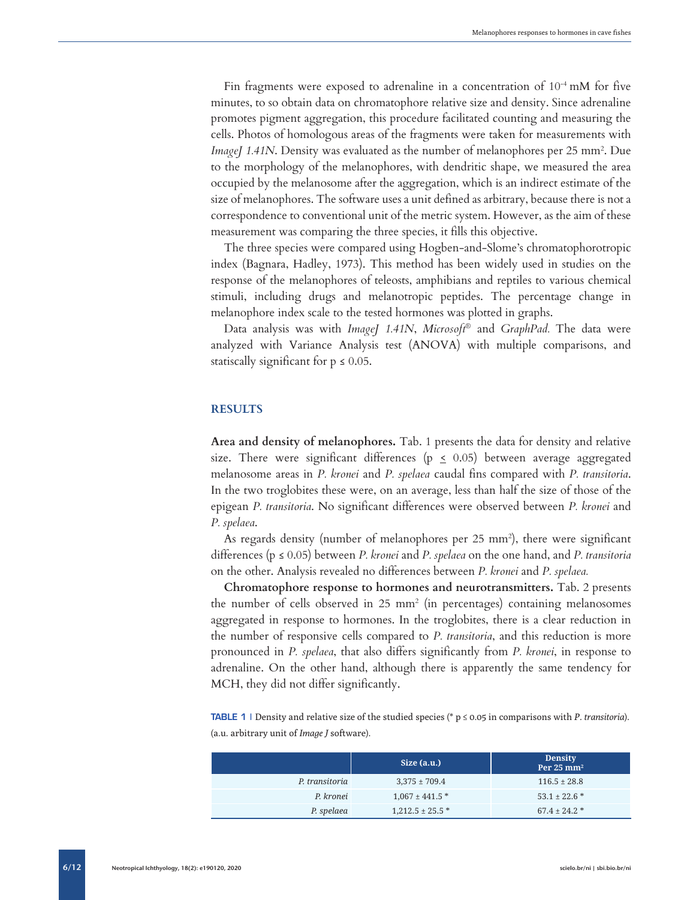Fin fragments were exposed to adrenaline in a concentration of $10^{-4}$ mM for five minutes, to so obtain data on chromatophore relative size and density. Since adrenaline promotes pigment aggregation, this procedure facilitated counting and measuring the cells. Photos of homologous areas of the fragments were taken for measurements with *ImageJ 1.41N*. Density was evaluated as the number of melanophores per 25 $mm^2$. Due to the morphology of the melanophores, with dendritic shape, we measured the area occupied by the melanosome after the aggregation, which is an indirect estimate of the size of melanophores. The software uses a unit defined as arbitrary, because there is not a correspondence to conventional unit of the metric system. However, as the aim of these measurement was comparing the three species, it fills this objective.

The three species were compared using Hogben-and-Slome's chromatophorotropic index (Bagnara, Hadley, 1973). This method has been widely used in studies on the response of the melanophores of teleosts, amphibians and reptiles to various chemical stimuli, including drugs and melanotropic peptides. The percentage change in melanophore index scale to the tested hormones was plotted in graphs.

Data analysis was with *ImageJ 1.41N*, *Microsoft®* and *GraphPad.* The data were analyzed with Variance Analysis test (ANOVA) with multiple comparisons, and statiscally significant for $p \leq 0.05$.

## RESULTS

**Area and density of melanophores.** Tab. 1 presents the data for density and relative size. There were significant differences ($p \leq 0.05$) between average aggregated melanosome areas in *P. kronei* and *P. spelaea* caudal fins compared with *P. transitoria*. In the two troglobites these were, on an average, less than half the size of those of the epigean *P. transitoria*. No significant differences were observed between *P. kronei* and *P. spelaea*.

As regards density (number of melanophores per 25 $mm^2$), there were significant differences ($p \leq 0.05$) between *P. kronei* and *P. spelaea* on the one hand, and *P. transitoria* on the other. Analysis revealed no differences between *P. kronei* and *P. spelaea.*

**Chromatophore response to hormones and neurotransmitters.** Tab. 2 presents the number of cells observed in 25 $mm^2$ (in percentages) containing melanosomes aggregated in response to hormones. In the troglobites, there is a clear reduction in the number of responsive cells compared to *P. transitoria*, and this reduction is more pronounced in *P. spelaea*, that also differs significantly from *P. kronei*, in response to adrenaline. On the other hand, although there is apparently the same tendency for MCH, they did not differ significantly.

**TABLE 1** | Density and relative size of the studied species (* $p \leq 0.05$ in comparisons with *P. transitoria*). (a.u. arbitrary unit of *Image J* software).

| | Size (a.u.) | Density Per 25 $mm^2$ |
|---|---|---|
| *P. transitoria* | 3,375 ± 709.4 | 116.5 ± 28.8 |
| *P. kronei* | 1,067 ± 441.5 * | 53.1 ± 22.6 * |
| *P. spelaea* | 1,212.5 ± 25.5 * | 67.4 ± 24.2 * |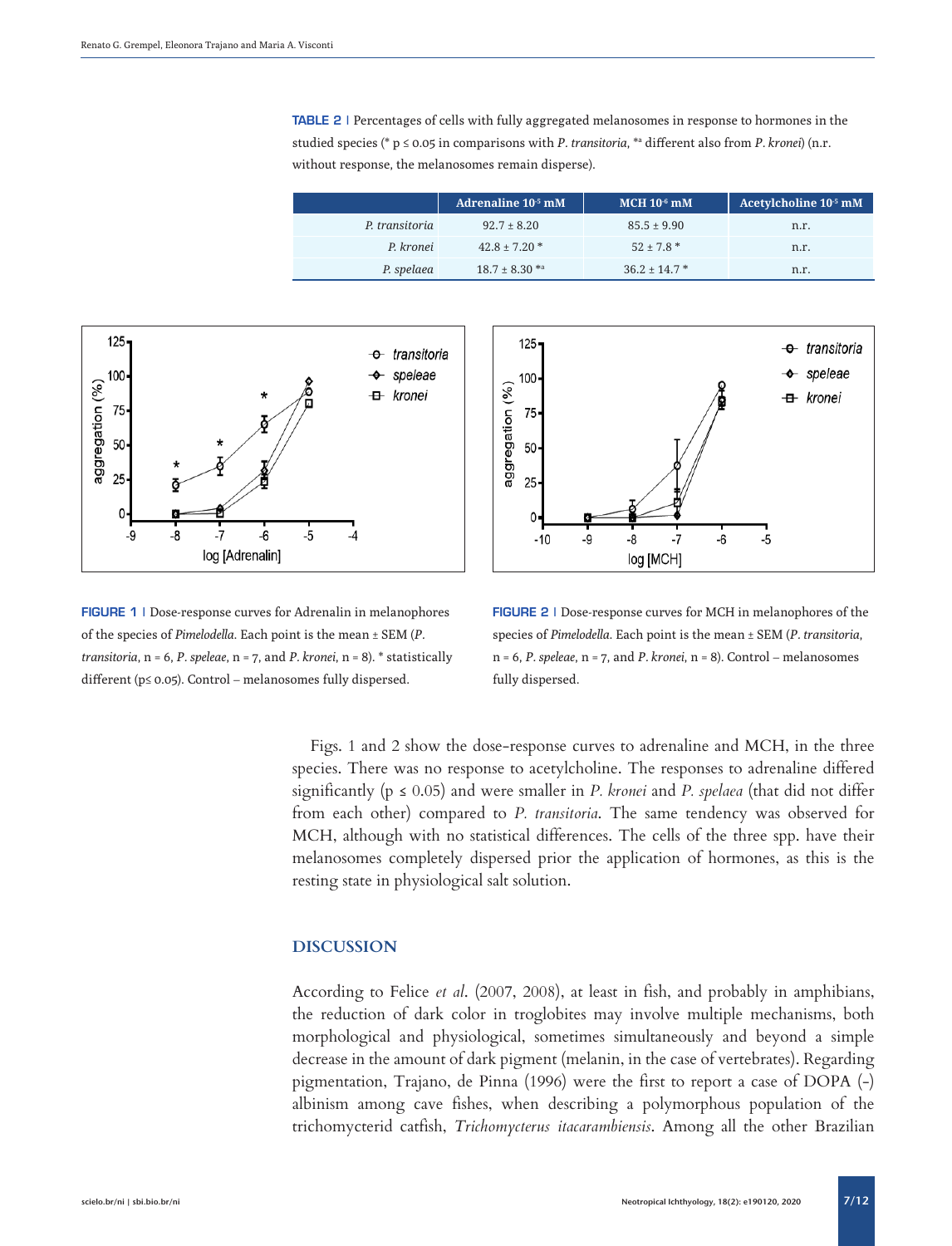**TABLE 2 |** Percentages of cells with fully aggregated melanosomes in response to hormones in the studied species (* p ≤ 0.05 in comparisons with *P. transitoria*, *a different also from *P. kronei*) (n.r. without response, the melanosomes remain disperse).

| | Adrenaline $10^{-5}$ mM | MCH $10^{-6}$ mM | Acetylcholine $10^{-5}$ mM |
|---|---|---|---|
| *P. transitoria* | 92.7 ± 8.20 | 85.5 ± 9.90 | n.r. |
| *P. kronei* | 42.8 ± 7.20 * | 52 ± 7.8 * | n.r. |
| *P. spelaea* | 18.7 ± 8.30 *a | 36.2 ± 14.7 * | n.r. |

**FIGURE 1 |** Dose-response curves for Adrenalin in melanophores of the species of *Pimelodella*. Each point is the mean ± SEM (*P. transitoria*, n = 6, *P. speleae*, n = 7, and *P. kronei*, n = 8). * statistically different (p≤ 0.05). Control – melanosomes fully dispersed.

**FIGURE 2 |** Dose-response curves for MCH in melanophores of the species of *Pimelodella*. Each point is the mean ± SEM (*P. transitoria*, n = 6, *P. speleae*, n = 7, and *P. kronei*, n = 8). Control – melanosomes fully dispersed.

Figs. 1 and 2 show the dose-response curves to adrenaline and MCH, in the three species. There was no response to acetylcholine. The responses to adrenaline differed significantly (p ≤ 0.05) and were smaller in *P. kronei* and *P. spelaea* (that did not differ from each other) compared to *P. transitoria*. The same tendency was observed for MCH, although with no statistical differences. The cells of the three spp. have their melanosomes completely dispersed prior the application of hormones, as this is the resting state in physiological salt solution.

## DISCUSSION

According to Felice *et al*. (2007, 2008), at least in fish, and probably in amphibians, the reduction of dark color in troglobites may involve multiple mechanisms, both morphological and physiological, sometimes simultaneously and beyond a simple decrease in the amount of dark pigment (melanin, in the case of vertebrates). Regarding pigmentation, Trajano, de Pinna (1996) were the first to report a case of DOPA (-) albinism among cave fishes, when describing a polymorphous population of the trichomycterid catfish, *Trichomycterus itacarambiensis*. Among all the other Brazilian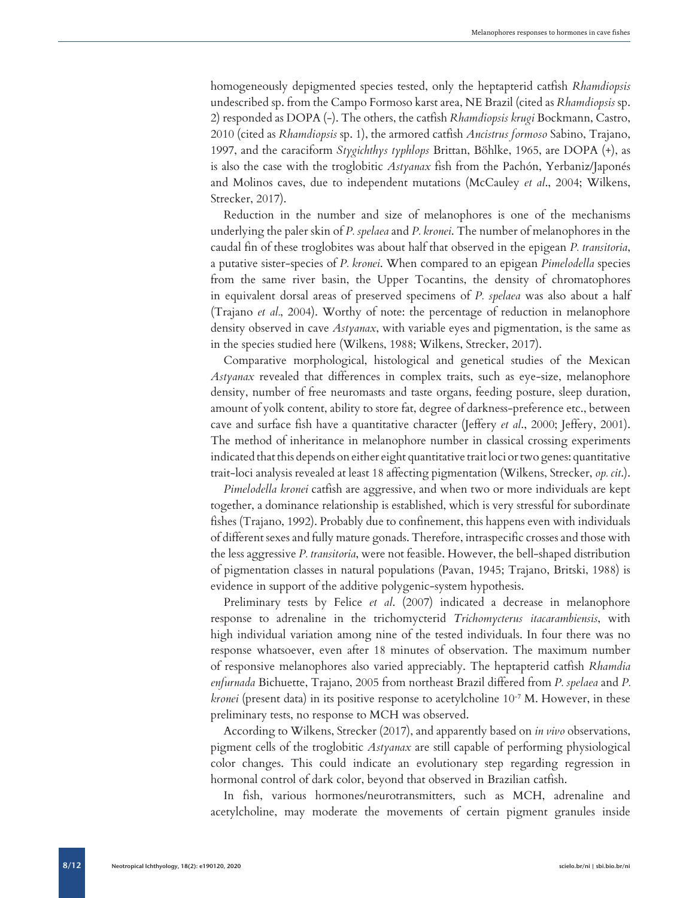homogeneously depigmented species tested, only the heptapterid catfish *Rhamdiopsis* undescribed sp. from the Campo Formoso karst area, NE Brazil (cited as *Rhamdiopsis* sp. 2) responded as DOPA (-). The others, the catfish *Rhamdiopsis krugi* Bockmann, Castro, 2010 (cited as *Rhamdiopsis* sp. 1), the armored catfish *Ancistrus formoso* Sabino, Trajano, 1997, and the caraciform *Stygichthys typhlops* Brittan, Böhlke, 1965, are DOPA (+), as is also the case with the troglobitic *Astyanax* fish from the Pachón, Yerbaniz/Japonés and Molinos caves, due to independent mutations (McCauley *et al*., 2004; Wilkens, Strecker, 2017).

Reduction in the number and size of melanophores is one of the mechanisms underlying the paler skin of *P. spelaea* and *P. kronei*. The number of melanophores in the caudal fin of these troglobites was about half that observed in the epigean *P. transitoria*, a putative sister-species of *P. kronei*. When compared to an epigean *Pimelodella* species from the same river basin, the Upper Tocantins, the density of chromatophores in equivalent dorsal areas of preserved specimens of *P. spelaea* was also about a half (Trajano *et al*., 2004). Worthy of note: the percentage of reduction in melanophore density observed in cave *Astyanax*, with variable eyes and pigmentation, is the same as in the species studied here (Wilkens, 1988; Wilkens, Strecker, 2017).

Comparative morphological, histological and genetical studies of the Mexican *Astyanax* revealed that differences in complex traits, such as eye-size, melanophore density, number of free neuromasts and taste organs, feeding posture, sleep duration, amount of yolk content, ability to store fat, degree of darkness-preference etc., between cave and surface fish have a quantitative character (Jeffery *et al*., 2000; Jeffery, 2001). The method of inheritance in melanophore number in classical crossing experiments indicated that this depends on either eight quantitative trait loci or two genes: quantitative trait-loci analysis revealed at least 18 affecting pigmentation (Wilkens, Strecker, *op. cit*.).

*Pimelodella kronei* catfish are aggressive, and when two or more individuals are kept together, a dominance relationship is established, which is very stressful for subordinate fishes (Trajano, 1992). Probably due to confinement, this happens even with individuals of different sexes and fully mature gonads. Therefore, intraspecific crosses and those with the less aggressive *P. transitoria*, were not feasible. However, the bell-shaped distribution of pigmentation classes in natural populations (Pavan, 1945; Trajano, Britski, 1988) is evidence in support of the additive polygenic-system hypothesis.

Preliminary tests by Felice *et al*. (2007) indicated a decrease in melanophore response to adrenaline in the trichomycterid *Trichomycterus itacarambiensis*, with high individual variation among nine of the tested individuals. In four there was no response whatsoever, even after 18 minutes of observation. The maximum number of responsive melanophores also varied appreciably. The heptapterid catfish *Rhamdia enfurnada* Bichuette, Trajano, 2005 from northeast Brazil differed from *P. spelaea* and *P. kronei* (present data) in its positive response to acetylcholine $10^{-7}$ M. However, in these preliminary tests, no response to MCH was observed.

According to Wilkens, Strecker (2017), and apparently based on *in vivo* observations, pigment cells of the troglobitic *Astyanax* are still capable of performing physiological color changes. This could indicate an evolutionary step regarding regression in hormonal control of dark color, beyond that observed in Brazilian catfish.

In fish, various hormones/neurotransmitters, such as MCH, adrenaline and acetylcholine, may moderate the movements of certain pigment granules inside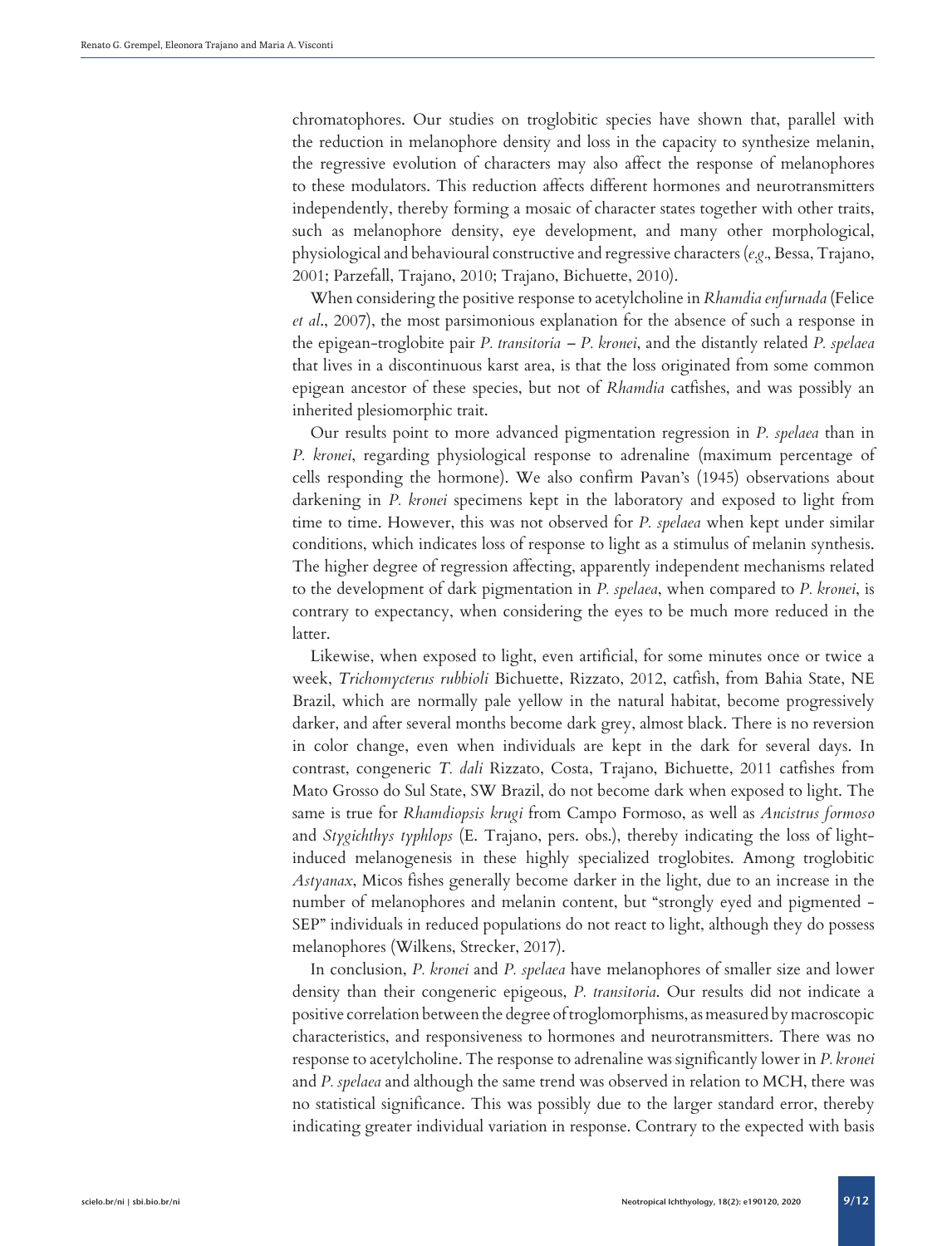chromatophores. Our studies on troglobitic species have shown that, parallel with the reduction in melanophore density and loss in the capacity to synthesize melanin, the regressive evolution of characters may also affect the response of melanophores to these modulators. This reduction affects different hormones and neurotransmitters independently, thereby forming a mosaic of character states together with other traits, such as melanophore density, eye development, and many other morphological, physiological and behavioural constructive and regressive characters (*e.g*., Bessa, Trajano, 2001; Parzefall, Trajano, 2010; Trajano, Bichuette, 2010).

When considering the positive response to acetylcholine in *Rhamdia enfurnada* (Felice *et al*., 2007), the most parsimonious explanation for the absence of such a response in the epigean-troglobite pair *P. transitoria* – *P. kronei*, and the distantly related *P. spelaea* that lives in a discontinuous karst area, is that the loss originated from some common epigean ancestor of these species, but not of *Rhamdia* catfishes, and was possibly an inherited plesiomorphic trait.

Our results point to more advanced pigmentation regression in *P. spelaea* than in *P. kronei*, regarding physiological response to adrenaline (maximum percentage of cells responding the hormone). We also confirm Pavan's (1945) observations about darkening in *P. kronei* specimens kept in the laboratory and exposed to light from time to time. However, this was not observed for *P. spelaea* when kept under similar conditions, which indicates loss of response to light as a stimulus of melanin synthesis. The higher degree of regression affecting, apparently independent mechanisms related to the development of dark pigmentation in *P. spelaea*, when compared to *P. kronei*, is contrary to expectancy, when considering the eyes to be much more reduced in the latter.

Likewise, when exposed to light, even artificial, for some minutes once or twice a week, *Trichomycterus rubbioli* Bichuette, Rizzato, 2012, catfish, from Bahia State, NE Brazil, which are normally pale yellow in the natural habitat, become progressively darker, and after several months become dark grey, almost black. There is no reversion in color change, even when individuals are kept in the dark for several days. In contrast, congeneric *T. dali* Rizzato, Costa, Trajano, Bichuette, 2011 catfishes from Mato Grosso do Sul State, SW Brazil, do not become dark when exposed to light. The same is true for *Rhamdiopsis krugi* from Campo Formoso, as well as *Ancistrus formoso* and *Stygichthys typhlops* (E. Trajano, pers. obs.), thereby indicating the loss of light-induced melanogenesis in these highly specialized troglobites. Among troglobitic *Astyanax*, Micos fishes generally become darker in the light, due to an increase in the number of melanophores and melanin content, but "strongly eyed and pigmented - SEP" individuals in reduced populations do not react to light, although they do possess melanophores (Wilkens, Strecker, 2017).

In conclusion, *P. kronei* and *P. spelaea* have melanophores of smaller size and lower density than their congeneric epigeous, *P. transitoria*. Our results did not indicate a positive correlation between the degree of troglomorphisms, as measured by macroscopic characteristics, and responsiveness to hormones and neurotransmitters. There was no response to acetylcholine. The response to adrenaline was significantly lower in *P. kronei* and *P. spelaea* and although the same trend was observed in relation to MCH, there was no statistical significance. This was possibly due to the larger standard error, thereby indicating greater individual variation in response. Contrary to the expected with basis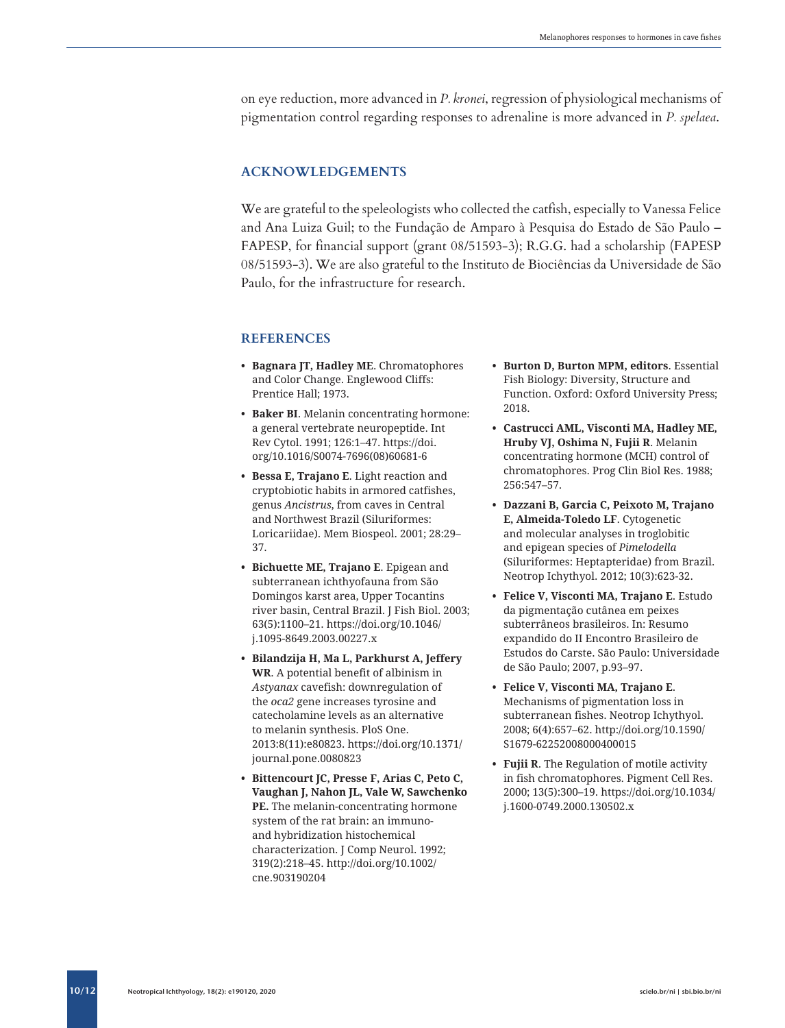on eye reduction, more advanced in *P. kronei*, regression of physiological mechanisms of pigmentation control regarding responses to adrenaline is more advanced in *P. spelaea*.

## ACKNOWLEDGEMENTS

We are grateful to the speleologists who collected the catfish, especially to Vanessa Felice and Ana Luiza Guil; to the Fundação de Amparo à Pesquisa do Estado de São Paulo – FAPESP, for financial support (grant 08/51593-3); R.G.G. had a scholarship (FAPESP 08/51593-3). We are also grateful to the Instituto de Biociências da Universidade de São Paulo, for the infrastructure for research.

## REFERENCES

- **Bagnara JT, Hadley ME**. Chromatophores and Color Change. Englewood Cliffs: Prentice Hall; 1973.
- **Baker BI**. Melanin concentrating hormone: a general vertebrate neuropeptide. Int Rev Cytol. 1991; 126:1–47. https://doi.org/10.1016/S0074-7696(08)60681-6
- **Bessa E, Trajano E**. Light reaction and cryptobiotic habits in armored catfishes, genus *Ancistrus*, from caves in Central and Northwest Brazil (Siluriformes: Loricariidae). Mem Biospeol. 2001; 28:29–37.
- **Bichuette ME, Trajano E**. Epigean and subterranean ichthyofauna from São Domingos karst area, Upper Tocantins river basin, Central Brazil. J Fish Biol. 2003; 63(5):1100–21. https://doi.org/10.1046/j.1095-8649.2003.00227.x
- **Bilandzija H, Ma L, Parkhurst A, Jeffery WR**. A potential benefit of albinism in *Astyanax* cavefish: downregulation of the *oca2* gene increases tyrosine and catecholamine levels as an alternative to melanin synthesis. PloS One. 2013:8(11):e80823. https://doi.org/10.1371/journal.pone.0080823
- **Bittencourt JC, Presse F, Arias C, Peto C, Vaughan J, Nahon JL, Vale W, Sawchenko PE.** The melanin-concentrating hormone system of the rat brain: an immuno- and hybridization histochemical characterization. J Comp Neurol. 1992; 319(2):218–45. http://doi.org/10.1002/cne.903190204
- **Burton D, Burton MPM, editors**. Essential Fish Biology: Diversity, Structure and Function. Oxford: Oxford University Press; 2018.
- **Castrucci AML, Visconti MA, Hadley ME, Hruby VJ, Oshima N, Fujii R**. Melanin concentrating hormone (MCH) control of chromatophores. Prog Clin Biol Res. 1988; 256:547–57.
- **Dazzani B, Garcia C, Peixoto M, Trajano E, Almeida-Toledo LF**. Cytogenetic and molecular analyses in troglobitic and epigean species of *Pimelodella* (Siluriformes: Heptapteridae) from Brazil. Neotrop Ichythyol. 2012; 10(3):623-32.
- **Felice V, Visconti MA, Trajano E**. Estudo da pigmentação cutânea em peixes subterrâneos brasileiros. In: Resumo expandido do II Encontro Brasileiro de Estudos do Carste. São Paulo: Universidade de São Paulo; 2007, p.93–97.
- **Felice V, Visconti MA, Trajano E**. Mechanisms of pigmentation loss in subterranean fishes. Neotrop Ichythyol. 2008; 6(4):657–62. http://doi.org/10.1590/S1679-62252008000400015
- **Fujii R**. The Regulation of motile activity in fish chromatophores. Pigment Cell Res. 2000; 13(5):300–19. https://doi.org/10.1034/j.1600-0749.2000.130502.x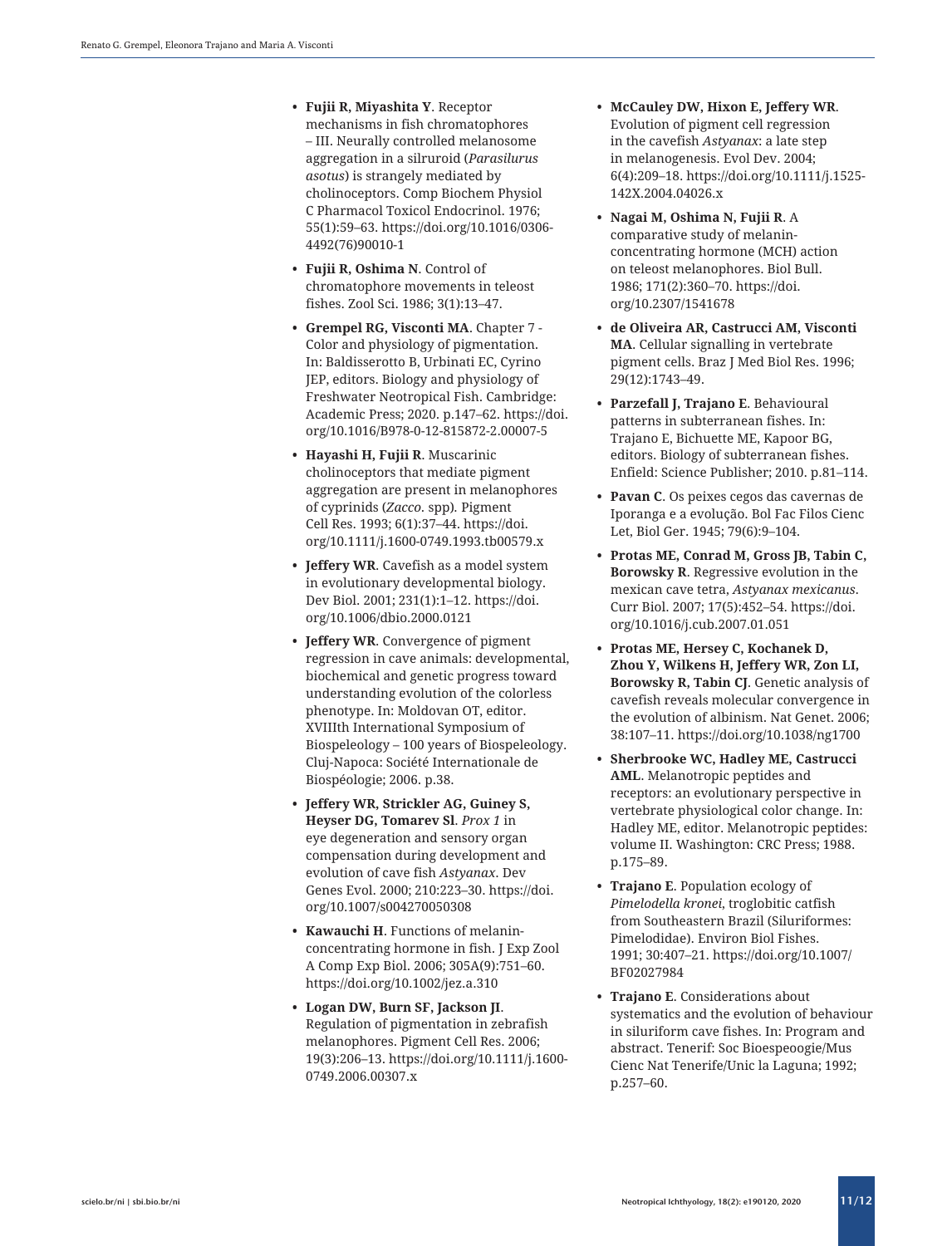- **Fujii R, Miyashita Y**. Receptor mechanisms in fish chromatophores – III. Neurally controlled melanosome aggregation in a silruroid (*Parasilurus asotus*) is strangely mediated by cholinoceptors. Comp Biochem Physiol C Pharmacol Toxicol Endocrinol. 1976; 55(1):59–63. https://doi.org/10.1016/0306-4492(76)90010-1
- **Fujii R, Oshima N**. Control of chromatophore movements in teleost fishes. Zool Sci. 1986; 3(1):13–47.
- **Grempel RG, Visconti MA**. Chapter 7 - Color and physiology of pigmentation. In: Baldisserotto B, Urbinati EC, Cyrino JEP, editors. Biology and physiology of Freshwater Neotropical Fish. Cambridge: Academic Press; 2020. p.147–62. https://doi.org/10.1016/B978-0-12-815872-2.00007-5
- **Hayashi H, Fujii R**. Muscarinic cholinoceptors that mediate pigment aggregation are present in melanophores of cyprinids (*Zacco*. spp). Pigment Cell Res. 1993; 6(1):37–44. https://doi.org/10.1111/j.1600-0749.1993.tb00579.x
- **Jeffery WR**. Cavefish as a model system in evolutionary developmental biology. Dev Biol. 2001; 231(1):1–12. https://doi.org/10.1006/dbio.2000.0121
- **Jeffery WR**. Convergence of pigment regression in cave animals: developmental, biochemical and genetic progress toward understanding evolution of the colorless phenotype. In: Moldovan OT, editor. XVIIIth International Symposium of Biospeleology – 100 years of Biospeleology. Cluj-Napoca: Société Internationale de Biospéologie; 2006. p.38.
- **Jeffery WR, Strickler AG, Guiney S, Heyser DG, Tomarev Sl**. *Prox 1* in eye degeneration and sensory organ compensation during development and evolution of cave fish *Astyanax*. Dev Genes Evol. 2000; 210:223–30. https://doi.org/10.1007/s004270050308
- **Kawauchi H**. Functions of melanin-concentrating hormone in fish. J Exp Zool A Comp Exp Biol. 2006; 305A(9):751–60. https://doi.org/10.1002/jez.a.310
- **Logan DW, Burn SF, Jackson JI**. Regulation of pigmentation in zebrafish melanophores. Pigment Cell Res. 2006; 19(3):206–13. https://doi.org/10.1111/j.1600-0749.2006.00307.x
- **McCauley DW, Hixon E, Jeffery WR**. Evolution of pigment cell regression in the cavefish *Astyanax*: a late step in melanogenesis. Evol Dev. 2004; 6(4):209–18. https://doi.org/10.1111/j.1525-142X.2004.04026.x
- **Nagai M, Oshima N, Fujii R**. A comparative study of melanin-concentrating hormone (MCH) action on teleost melanophores. Biol Bull. 1986; 171(2):360–70. https://doi.org/10.2307/1541678
- **de Oliveira AR, Castrucci AM, Visconti MA**. Cellular signalling in vertebrate pigment cells. Braz J Med Biol Res. 1996; 29(12):1743–49.
- **Parzefall J, Trajano E**. Behavioural patterns in subterranean fishes. In: Trajano E, Bichuette ME, Kapoor BG, editors. Biology of subterranean fishes. Enfield: Science Publisher; 2010. p.81–114.
- **Pavan C**. Os peixes cegos das cavernas de Iporanga e a evolução. Bol Fac Filos Cienc Let, Biol Ger. 1945; 79(6):9–104.
- **Protas ME, Conrad M, Gross JB, Tabin C, Borowsky R**. Regressive evolution in the mexican cave tetra, *Astyanax mexicanus*. Curr Biol. 2007; 17(5):452–54. https://doi.org/10.1016/j.cub.2007.01.051
- **Protas ME, Hersey C, Kochanek D, Zhou Y, Wilkens H, Jeffery WR, Zon LI, Borowsky R, Tabin CJ**. Genetic analysis of cavefish reveals molecular convergence in the evolution of albinism. Nat Genet. 2006; 38:107–11. https://doi.org/10.1038/ng1700
- **Sherbrooke WC, Hadley ME, Castrucci AML**. Melanotropic peptides and receptors: an evolutionary perspective in vertebrate physiological color change. In: Hadley ME, editor. Melanotropic peptides: volume II. Washington: CRC Press; 1988. p.175–89.
- **Trajano E**. Population ecology of *Pimelodella kronei*, troglobitic catfish from Southeastern Brazil (Siluriformes: Pimelodidae). Environ Biol Fishes. 1991; 30:407–21. https://doi.org/10.1007/BF02027984
- **Trajano E**. Considerations about systematics and the evolution of behaviour in siluriform cave fishes. In: Program and abstract. Tenerif: Soc Bioespeoogie/Mus Cienc Nat Tenerife/Unic la Laguna; 1992; p.257–60.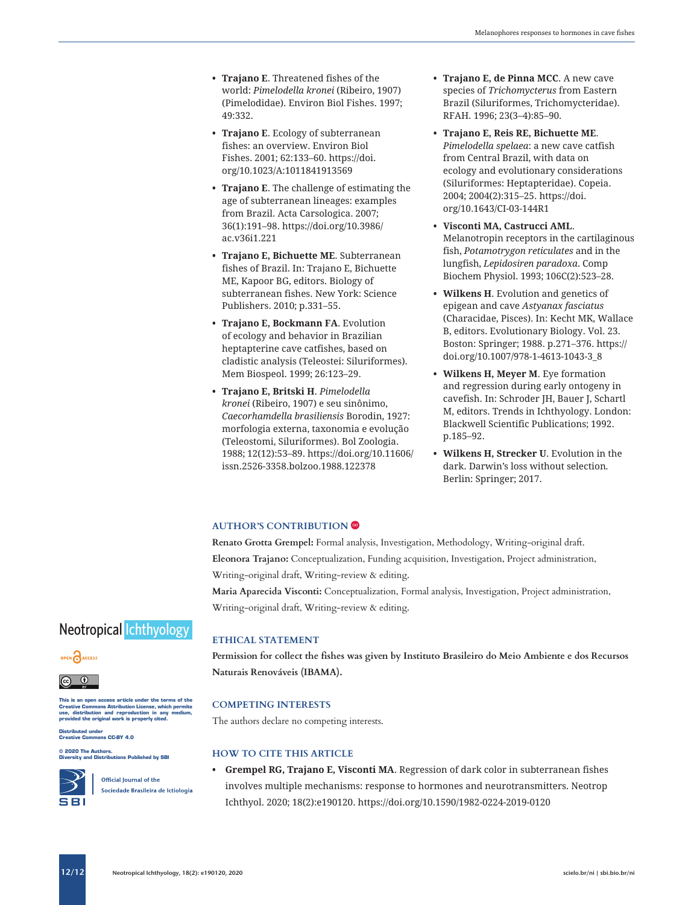- **Trajano E**. Threatened fishes of the world: *Pimelodella kronei* (Ribeiro, 1907) (Pimelodidae). Environ Biol Fishes. 1997; 49:332.
- **Trajano E**. Ecology of subterranean fishes: an overview. Environ Biol Fishes. 2001; 62:133–60. https://doi.org/10.1023/A:1011841913569
- **Trajano E**. The challenge of estimating the age of subterranean lineages: examples from Brazil. Acta Carsologica. 2007; 36(1):191–98. https://doi.org/10.3986/ac.v36i1.221
- **Trajano E, Bichuette ME**. Subterranean fishes of Brazil. In: Trajano E, Bichuette ME, Kapoor BG, editors. Biology of subterranean fishes. New York: Science Publishers. 2010; p.331–55.
- **Trajano E, Bockmann FA**. Evolution of ecology and behavior in Brazilian heptapterine cave catfishes, based on cladistic analysis (Teleostei: Siluriformes). Mem Biospeol. 1999; 26:123–29.
- **Trajano E, Britski H**. *Pimelodella kronei* (Ribeiro, 1907) e seu sinônimo, *Caecorhamdella brasiliensis* Borodin, 1927: morfologia externa, taxonomia e evolução (Teleostomi, Siluriformes). Bol Zoologia. 1988; 12(12):53–89. https://doi.org/10.11606/issn.2526-3358.bolzoo.1988.122378
- **Trajano E, de Pinna MCC**. A new cave species of *Trichomycterus* from Eastern Brazil (Siluriformes, Trichomycteridae). RFAH. 1996; 23(3–4):85–90.
- **Trajano E, Reis RE, Bichuette ME**. *Pimelodella spelaea*: a new cave catfish from Central Brazil, with data on ecology and evolutionary considerations (Siluriformes: Heptapteridae). Copeia. 2004; 2004(2):315–25. https://doi.org/10.1643/CI-03-144R1
- **Visconti MA, Castrucci AML**. Melanotropin receptors in the cartilaginous fish, *Potamotrygon reticulates* and in the lungfish, *Lepidosiren paradoxa*. Comp Biochem Physiol. 1993; 106C(2):523–28.
- **Wilkens H**. Evolution and genetics of epigean and cave *Astyanax fasciatus* (Characidae, Pisces). In: Kecht MK, Wallace B, editors. Evolutionary Biology. Vol. 23. Boston: Springer; 1988. p.271–376. https://doi.org/10.1007/978-1-4613-1043-3_8
- **Wilkens H, Meyer M**. Eye formation and regression during early ontogeny in cavefish. In: Schroder JH, Bauer J, Schartl M, editors. Trends in Ichthyology. London: Blackwell Scientific Publications; 1992. p.185–92.
- **Wilkens H, Strecker U**. Evolution in the dark. Darwin's loss without selection. Berlin: Springer; 2017.

## AUTHOR'S CONTRIBUTION

**Renato Grotta Grempel:** Formal analysis, Investigation, Methodology, Writing-original draft.
**Eleonora Trajano:** Conceptualization, Funding acquisition, Investigation, Project administration, Writing-original draft, Writing-review & editing.
**Maria Aparecida Visconti:** Conceptualization, Formal analysis, Investigation, Project administration, Writing-original draft, Writing-review & editing.

## ETHICAL STATEMENT

**Permission for collect the fishes was given by Instituto Brasileiro do Meio Ambiente e dos Recursos Naturais Renováveis (IBAMA).**

## COMPETING INTERESTS

The authors declare no competing interests.

## HOW TO CITE THIS ARTICLE

- **Grempel RG, Trajano E, Visconti MA**. Regression of dark color in subterranean fishes involves multiple mechanisms: response to hormones and neurotransmitters. Neotrop Ichthyol. 2020; 18(2):e190120. https://doi.org/10.1590/1982-0224-2019-0120

Neotropical Ichthyology

OPEN ACCESS

This is an open access article under the terms of the Creative Commons Attribution License, which permits use, distribution and reproduction in any medium, provided the original work is properly cited.

Distributed under Creative Commons CC-BY 4.0

© 2020 The Authors. Diversity and Distributions Published by SBI

Official Journal of the Sociedade Brasileira de Ictiologia